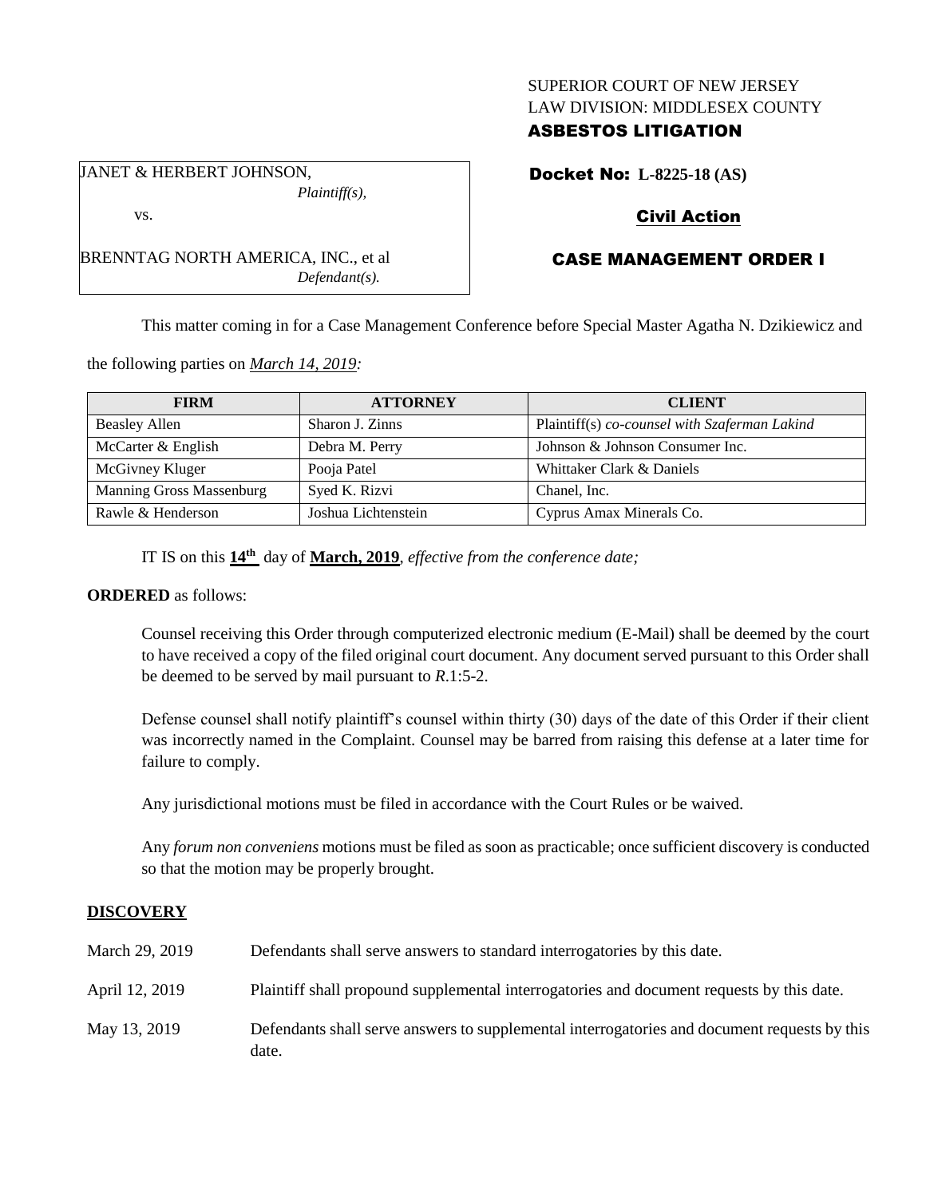SUPERIOR COURT OF NEW JERSEY
LAW DIVISION: MIDDLESEX COUNTY

**ASBESTOS LITIGATION**

JANET & HERBERT JOHNSON,
*Plaintiff(s),*

vs.

BRENNTAG NORTH AMERICA, INC., et al
*Defendant(s).*

**Docket No: L-8225-18 (AS)**

**Civil Action**

**CASE MANAGEMENT ORDER I**

This matter coming in for a Case Management Conference before Special Master Agatha N. Dzikiewicz and the following parties on *March 14, 2019:*

| FIRM | ATTORNEY | CLIENT |
|---|---|---|
| Beasley Allen | Sharon J. Zinns | Plaintiff(s) *co-counsel with Szaferman Lakind* |
| McCarter & English | Debra M. Perry | Johnson & Johnson Consumer Inc. |
| McGivney Kluger | Pooja Patel | Whittaker Clark & Daniels |
| Manning Gross Massenburg | Syed K. Rizvi | Chanel, Inc. |
| Rawle & Henderson | Joshua Lichtenstein | Cyprus Amax Minerals Co. |

IT IS on this **14th** day of **March, 2019**, *effective from the conference date;*

**ORDERED** as follows:

Counsel receiving this Order through computerized electronic medium (E-Mail) shall be deemed by the court to have received a copy of the filed original court document. Any document served pursuant to this Order shall be deemed to be served by mail pursuant to *R*.1:5-2.

Defense counsel shall notify plaintiff's counsel within thirty (30) days of the date of this Order if their client was incorrectly named in the Complaint. Counsel may be barred from raising this defense at a later time for failure to comply.

Any jurisdictional motions must be filed in accordance with the Court Rules or be waived.

Any *forum non conveniens* motions must be filed as soon as practicable; once sufficient discovery is conducted so that the motion may be properly brought.

**DISCOVERY**

| | |
|---|---|
| March 29, 2019 | Defendants shall serve answers to standard interrogatories by this date. |
| April 12, 2019 | Plaintiff shall propound supplemental interrogatories and document requests by this date. |
| May 13, 2019 | Defendants shall serve answers to supplemental interrogatories and document requests by this date. |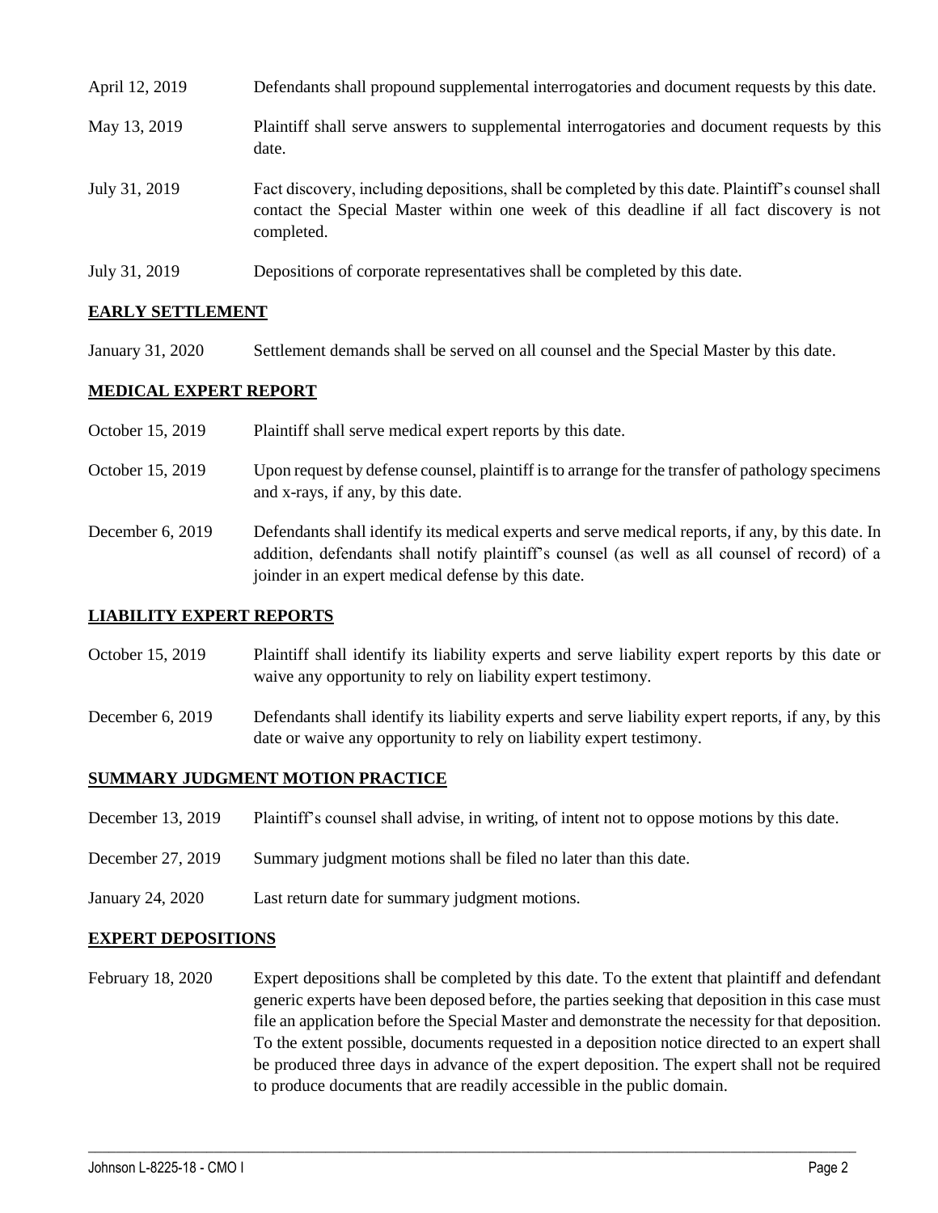April 12, 2019 Defendants shall propound supplemental interrogatories and document requests by this date.

May 13, 2019 Plaintiff shall serve answers to supplemental interrogatories and document requests by this date.

July 31, 2019 Fact discovery, including depositions, shall be completed by this date. Plaintiff's counsel shall contact the Special Master within one week of this deadline if all fact discovery is not completed.

July 31, 2019 Depositions of corporate representatives shall be completed by this date.

## EARLY SETTLEMENT

January 31, 2020 Settlement demands shall be served on all counsel and the Special Master by this date.

## MEDICAL EXPERT REPORT

October 15, 2019 Plaintiff shall serve medical expert reports by this date.

October 15, 2019 Upon request by defense counsel, plaintiff is to arrange for the transfer of pathology specimens and x-rays, if any, by this date.

December 6, 2019 Defendants shall identify its medical experts and serve medical reports, if any, by this date. In addition, defendants shall notify plaintiff's counsel (as well as all counsel of record) of a joinder in an expert medical defense by this date.

## LIABILITY EXPERT REPORTS

October 15, 2019 Plaintiff shall identify its liability experts and serve liability expert reports by this date or waive any opportunity to rely on liability expert testimony.

December 6, 2019 Defendants shall identify its liability experts and serve liability expert reports, if any, by this date or waive any opportunity to rely on liability expert testimony.

## SUMMARY JUDGMENT MOTION PRACTICE

December 13, 2019 Plaintiff's counsel shall advise, in writing, of intent not to oppose motions by this date.

December 27, 2019 Summary judgment motions shall be filed no later than this date.

January 24, 2020 Last return date for summary judgment motions.

## EXPERT DEPOSITIONS

February 18, 2020 Expert depositions shall be completed by this date. To the extent that plaintiff and defendant generic experts have been deposed before, the parties seeking that deposition in this case must file an application before the Special Master and demonstrate the necessity for that deposition. To the extent possible, documents requested in a deposition notice directed to an expert shall be produced three days in advance of the expert deposition. The expert shall not be required to produce documents that are readily accessible in the public domain.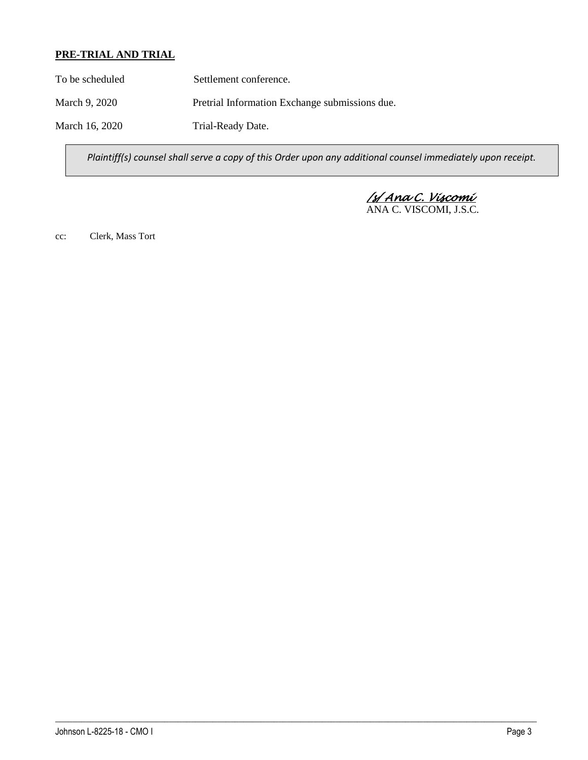**PRE-TRIAL AND TRIAL**

| | |
|---|---|
| To be scheduled | Settlement conference. |
| March 9, 2020 | Pretrial Information Exchange submissions due. |
| March 16, 2020 | Trial-Ready Date. |

*Plaintiff(s) counsel shall serve a copy of this Order upon any additional counsel immediately upon receipt.*

*/s/ Ana C. Viscomi*
ANA C. VISCOMI, J.S.C.

cc: Clerk, Mass Tort